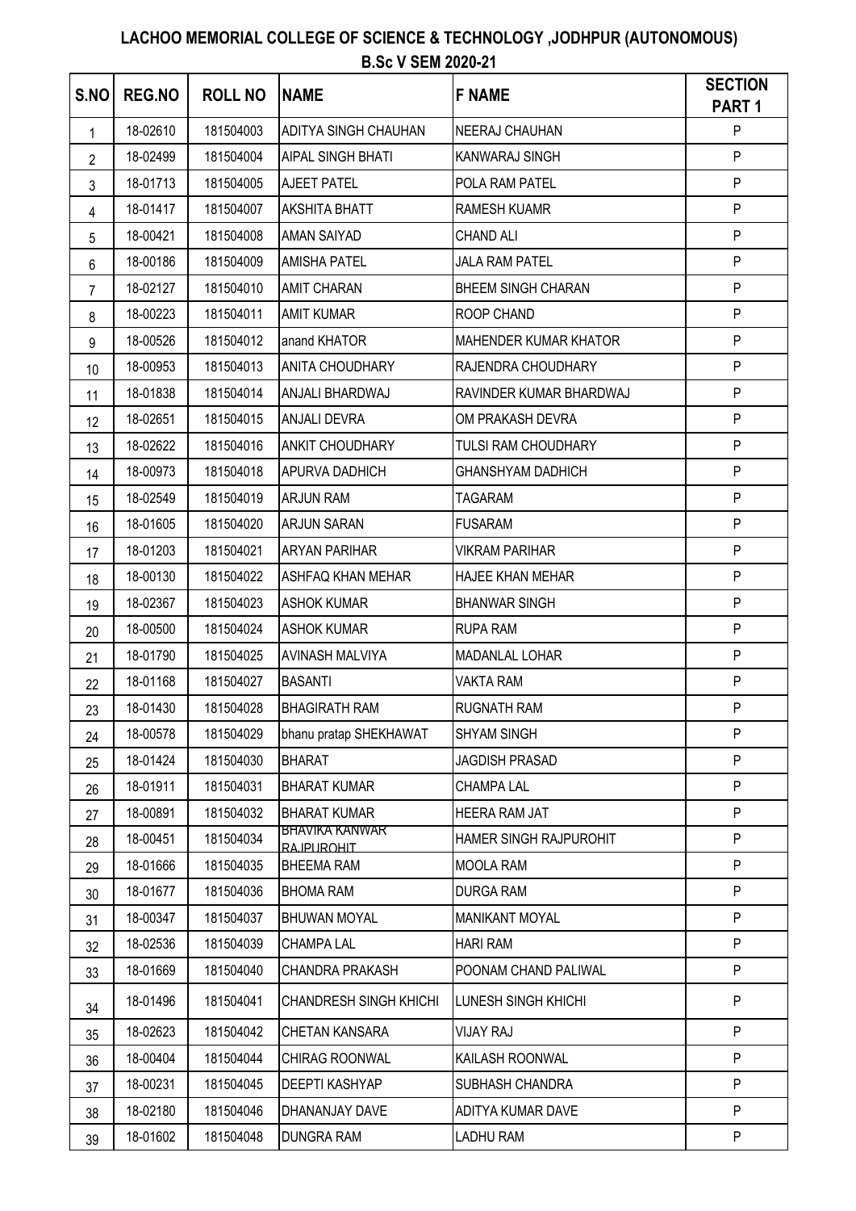# LACHOO MEMORIAL COLLEGE OF SCIENCE & TECHNOLOGY ,JODHPUR (AUTONOMOUS)

## B.Sc V SEM 2020-21

| S.NO | REG.NO | ROLL NO | NAME | F NAME | SECTION PART 1 |
|---|---|---|---|---|---|
| 1 | 18-02610 | 181504003 | ADITYA SINGH CHAUHAN | NEERAJ CHAUHAN | P |
| 2 | 18-02499 | 181504004 | AIPAL SINGH BHATI | KANWARAJ SINGH | P |
| 3 | 18-01713 | 181504005 | AJEET PATEL | POLA RAM PATEL | P |
| 4 | 18-01417 | 181504007 | AKSHITA BHATT | RAMESH KUAMR | P |
| 5 | 18-00421 | 181504008 | AMAN SAIYAD | CHAND ALI | P |
| 6 | 18-00186 | 181504009 | AMISHA PATEL | JALA RAM PATEL | P |
| 7 | 18-02127 | 181504010 | AMIT CHARAN | BHEEM SINGH CHARAN | P |
| 8 | 18-00223 | 181504011 | AMIT KUMAR | ROOP CHAND | P |
| 9 | 18-00526 | 181504012 | anand KHATOR | MAHENDER KUMAR KHATOR | P |
| 10 | 18-00953 | 181504013 | ANITA CHOUDHARY | RAJENDRA CHOUDHARY | P |
| 11 | 18-01838 | 181504014 | ANJALI BHARDWAJ | RAVINDER KUMAR BHARDWAJ | P |
| 12 | 18-02651 | 181504015 | ANJALI DEVRA | OM PRAKASH DEVRA | P |
| 13 | 18-02622 | 181504016 | ANKIT CHOUDHARY | TULSI RAM CHOUDHARY | P |
| 14 | 18-00973 | 181504018 | APURVA DADHICH | GHANSHYAM DADHICH | P |
| 15 | 18-02549 | 181504019 | ARJUN RAM | TAGARAM | P |
| 16 | 18-01605 | 181504020 | ARJUN SARAN | FUSARAM | P |
| 17 | 18-01203 | 181504021 | ARYAN PARIHAR | VIKRAM PARIHAR | P |
| 18 | 18-00130 | 181504022 | ASHFAQ KHAN MEHAR | HAJEE KHAN MEHAR | P |
| 19 | 18-02367 | 181504023 | ASHOK KUMAR | BHANWAR SINGH | P |
| 20 | 18-00500 | 181504024 | ASHOK KUMAR | RUPA RAM | P |
| 21 | 18-01790 | 181504025 | AVINASH MALVIYA | MADANLAL LOHAR | P |
| 22 | 18-01168 | 181504027 | BASANTI | VAKTA RAM | P |
| 23 | 18-01430 | 181504028 | BHAGIRATH RAM | RUGNATH RAM | P |
| 24 | 18-00578 | 181504029 | bhanu pratap SHEKHAWAT | SHYAM SINGH | P |
| 25 | 18-01424 | 181504030 | BHARAT | JAGDISH PRASAD | P |
| 26 | 18-01911 | 181504031 | BHARAT KUMAR | CHAMPA LAL | P |
| 27 | 18-00891 | 181504032 | BHARAT KUMAR | HEERA RAM JAT | P |
| 28 | 18-00451 | 181504034 | BHAVIKA KANWAR RAJPUROHIT | HAMER SINGH RAJPUROHIT | P |
| 29 | 18-01666 | 181504035 | BHEEMA RAM | MOOLA RAM | P |
| 30 | 18-01677 | 181504036 | BHOMA RAM | DURGA RAM | P |
| 31 | 18-00347 | 181504037 | BHUWAN MOYAL | MANIKANT MOYAL | P |
| 32 | 18-02536 | 181504039 | CHAMPA LAL | HARI RAM | P |
| 33 | 18-01669 | 181504040 | CHANDRA PRAKASH | POONAM CHAND PALIWAL | P |
| 34 | 18-01496 | 181504041 | CHANDRESH SINGH KHICHI | LUNESH SINGH KHICHI | P |
| 35 | 18-02623 | 181504042 | CHETAN KANSARA | VIJAY RAJ | P |
| 36 | 18-00404 | 181504044 | CHIRAG ROONWAL | KAILASH ROONWAL | P |
| 37 | 18-00231 | 181504045 | DEEPTI KASHYAP | SUBHASH CHANDRA | P |
| 38 | 18-02180 | 181504046 | DHANANJAY DAVE | ADITYA KUMAR DAVE | P |
| 39 | 18-01602 | 181504048 | DUNGRA RAM | LADHU RAM | P |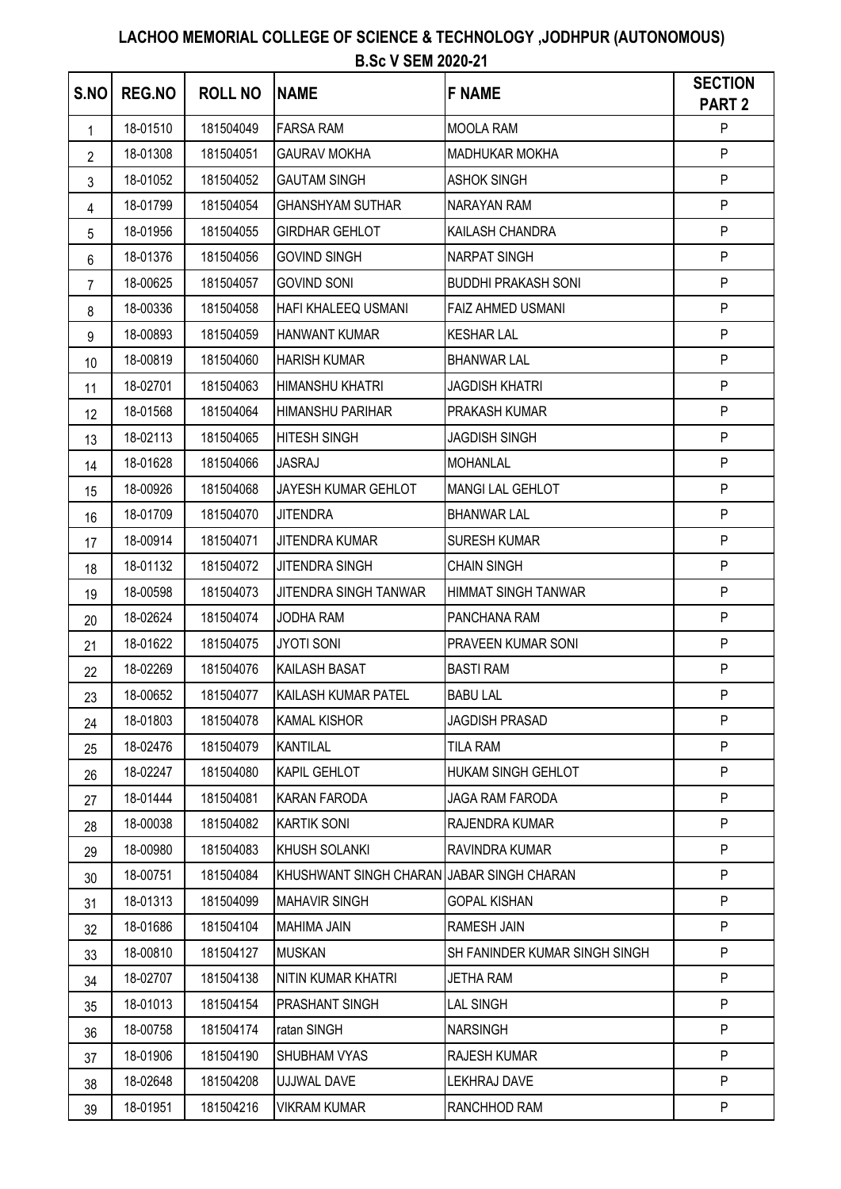**LACHOO MEMORIAL COLLEGE OF SCIENCE & TECHNOLOGY ,JODHPUR (AUTONOMOUS)**

**B.Sc V SEM 2020-21**

| S.NO | REG.NO | ROLL NO | NAME | F NAME | SECTION PART 2 |
|---|---|---|---|---|---|
| 1 | 18-01510 | 181504049 | FARSA RAM | MOOLA RAM | P |
| 2 | 18-01308 | 181504051 | GAURAV MOKHA | MADHUKAR MOKHA | P |
| 3 | 18-01052 | 181504052 | GAUTAM SINGH | ASHOK SINGH | P |
| 4 | 18-01799 | 181504054 | GHANSHYAM SUTHAR | NARAYAN RAM | P |
| 5 | 18-01956 | 181504055 | GIRDHAR GEHLOT | KAILASH CHANDRA | P |
| 6 | 18-01376 | 181504056 | GOVIND SINGH | NARPAT SINGH | P |
| 7 | 18-00625 | 181504057 | GOVIND SONI | BUDDHI PRAKASH SONI | P |
| 8 | 18-00336 | 181504058 | HAFI KHALEEQ USMANI | FAIZ AHMED USMANI | P |
| 9 | 18-00893 | 181504059 | HANWANT KUMAR | KESHAR LAL | P |
| 10 | 18-00819 | 181504060 | HARISH KUMAR | BHANWAR LAL | P |
| 11 | 18-02701 | 181504063 | HIMANSHU KHATRI | JAGDISH KHATRI | P |
| 12 | 18-01568 | 181504064 | HIMANSHU PARIHAR | PRAKASH KUMAR | P |
| 13 | 18-02113 | 181504065 | HITESH SINGH | JAGDISH SINGH | P |
| 14 | 18-01628 | 181504066 | JASRAJ | MOHANLAL | P |
| 15 | 18-00926 | 181504068 | JAYESH KUMAR GEHLOT | MANGI LAL GEHLOT | P |
| 16 | 18-01709 | 181504070 | JITENDRA | BHANWAR LAL | P |
| 17 | 18-00914 | 181504071 | JITENDRA KUMAR | SURESH KUMAR | P |
| 18 | 18-01132 | 181504072 | JITENDRA SINGH | CHAIN SINGH | P |
| 19 | 18-00598 | 181504073 | JITENDRA SINGH TANWAR | HIMMAT SINGH TANWAR | P |
| 20 | 18-02624 | 181504074 | JODHA RAM | PANCHANA RAM | P |
| 21 | 18-01622 | 181504075 | JYOTI SONI | PRAVEEN KUMAR SONI | P |
| 22 | 18-02269 | 181504076 | KAILASH BASAT | BASTI RAM | P |
| 23 | 18-00652 | 181504077 | KAILASH KUMAR PATEL | BABU LAL | P |
| 24 | 18-01803 | 181504078 | KAMAL KISHOR | JAGDISH PRASAD | P |
| 25 | 18-02476 | 181504079 | KANTILAL | TILA RAM | P |
| 26 | 18-02247 | 181504080 | KAPIL GEHLOT | HUKAM SINGH GEHLOT | P |
| 27 | 18-01444 | 181504081 | KARAN FARODA | JAGA RAM FARODA | P |
| 28 | 18-00038 | 181504082 | KARTIK SONI | RAJENDRA KUMAR | P |
| 29 | 18-00980 | 181504083 | KHUSH SOLANKI | RAVINDRA KUMAR | P |
| 30 | 18-00751 | 181504084 | KHUSHWANT SINGH CHARAN | JABAR SINGH CHARAN | P |
| 31 | 18-01313 | 181504099 | MAHAVIR SINGH | GOPAL KISHAN | P |
| 32 | 18-01686 | 181504104 | MAHIMA JAIN | RAMESH JAIN | P |
| 33 | 18-00810 | 181504127 | MUSKAN | SH FANINDER KUMAR SINGH SINGH | P |
| 34 | 18-02707 | 181504138 | NITIN KUMAR KHATRI | JETHA RAM | P |
| 35 | 18-01013 | 181504154 | PRASHANT SINGH | LAL SINGH | P |
| 36 | 18-00758 | 181504174 | ratan SINGH | NARSINGH | P |
| 37 | 18-01906 | 181504190 | SHUBHAM VYAS | RAJESH KUMAR | P |
| 38 | 18-02648 | 181504208 | UJJWAL DAVE | LEKHRAJ DAVE | P |
| 39 | 18-01951 | 181504216 | VIKRAM KUMAR | RANCHHOD RAM | P |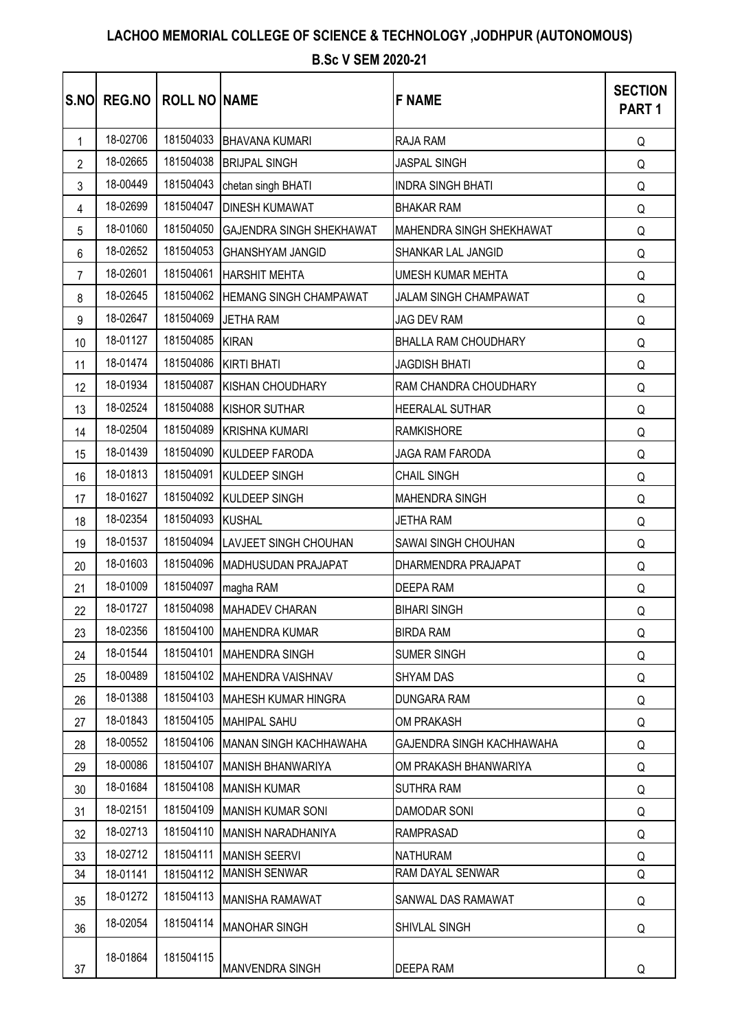# LACHOO MEMORIAL COLLEGE OF SCIENCE & TECHNOLOGY ,JODHPUR (AUTONOMOUS)

## B.Sc V SEM 2020-21

| S.NO | REG.NO | ROLL NO | NAME | F NAME | SECTION PART 1 |
|---|---|---|---|---|---|
| 1 | 18-02706 | 181504033 | BHAVANA KUMARI | RAJA RAM | Q |
| 2 | 18-02665 | 181504038 | BRIJPAL SINGH | JASPAL SINGH | Q |
| 3 | 18-00449 | 181504043 | chetan singh BHATI | INDRA SINGH BHATI | Q |
| 4 | 18-02699 | 181504047 | DINESH KUMAWAT | BHAKAR RAM | Q |
| 5 | 18-01060 | 181504050 | GAJENDRA SINGH SHEKHAWAT | MAHENDRA SINGH SHEKHAWAT | Q |
| 6 | 18-02652 | 181504053 | GHANSHYAM JANGID | SHANKAR LAL JANGID | Q |
| 7 | 18-02601 | 181504061 | HARSHIT MEHTA | UMESH KUMAR MEHTA | Q |
| 8 | 18-02645 | 181504062 | HEMANG SINGH CHAMPAWAT | JALAM SINGH CHAMPAWAT | Q |
| 9 | 18-02647 | 181504069 | JETHA RAM | JAG DEV RAM | Q |
| 10 | 18-01127 | 181504085 | KIRAN | BHALLA RAM CHOUDHARY | Q |
| 11 | 18-01474 | 181504086 | KIRTI BHATI | JAGDISH BHATI | Q |
| 12 | 18-01934 | 181504087 | KISHAN CHOUDHARY | RAM CHANDRA CHOUDHARY | Q |
| 13 | 18-02524 | 181504088 | KISHOR SUTHAR | HEERALAL SUTHAR | Q |
| 14 | 18-02504 | 181504089 | KRISHNA KUMARI | RAMKISHORE | Q |
| 15 | 18-01439 | 181504090 | KULDEEP FARODA | JAGA RAM FARODA | Q |
| 16 | 18-01813 | 181504091 | KULDEEP SINGH | CHAIL SINGH | Q |
| 17 | 18-01627 | 181504092 | KULDEEP SINGH | MAHENDRA SINGH | Q |
| 18 | 18-02354 | 181504093 | KUSHAL | JETHA RAM | Q |
| 19 | 18-01537 | 181504094 | LAVJEET SINGH CHOUHAN | SAWAI SINGH CHOUHAN | Q |
| 20 | 18-01603 | 181504096 | MADHUSUDAN PRAJAPAT | DHARMENDRA PRAJAPAT | Q |
| 21 | 18-01009 | 181504097 | magha RAM | DEEPA RAM | Q |
| 22 | 18-01727 | 181504098 | MAHADEV CHARAN | BIHARI SINGH | Q |
| 23 | 18-02356 | 181504100 | MAHENDRA KUMAR | BIRDA RAM | Q |
| 24 | 18-01544 | 181504101 | MAHENDRA SINGH | SUMER SINGH | Q |
| 25 | 18-00489 | 181504102 | MAHENDRA VAISHNAV | SHYAM DAS | Q |
| 26 | 18-01388 | 181504103 | MAHESH KUMAR HINGRA | DUNGARA RAM | Q |
| 27 | 18-01843 | 181504105 | MAHIPAL SAHU | OM PRAKASH | Q |
| 28 | 18-00552 | 181504106 | MANAN SINGH KACHHAWAHA | GAJENDRA SINGH KACHHAWAHA | Q |
| 29 | 18-00086 | 181504107 | MANISH BHANWARIYA | OM PRAKASH BHANWARIYA | Q |
| 30 | 18-01684 | 181504108 | MANISH KUMAR | SUTHRA RAM | Q |
| 31 | 18-02151 | 181504109 | MANISH KUMAR SONI | DAMODAR SONI | Q |
| 32 | 18-02713 | 181504110 | MANISH NARADHANIYA | RAMPRASAD | Q |
| 33 | 18-02712 | 181504111 | MANISH SEERVI | NATHURAM | Q |
| 34 | 18-01141 | 181504112 | MANISH SENWAR | RAM DAYAL SENWAR | Q |
| 35 | 18-01272 | 181504113 | MANISHA RAMAWAT | SANWAL DAS RAMAWAT | Q |
| 36 | 18-02054 | 181504114 | MANOHAR SINGH | SHIVLAL SINGH | Q |
| 37 | 18-01864 | 181504115 | MANVENDRA SINGH | DEEPA RAM | Q |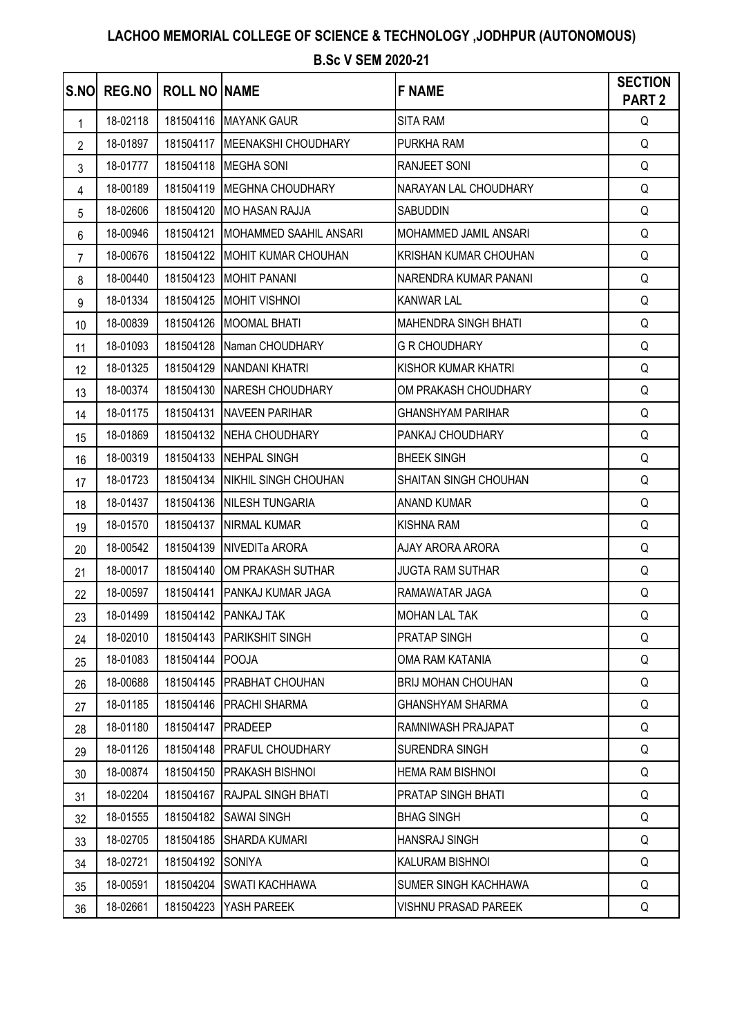**LACHOO MEMORIAL COLLEGE OF SCIENCE & TECHNOLOGY ,JODHPUR (AUTONOMOUS)**

**B.Sc V SEM 2020-21**

| S.NO | REG.NO | ROLL NO | NAME | F NAME | SECTION PART 2 |
|---|---|---|---|---|---|
| 1 | 18-02118 | 181504116 | MAYANK GAUR | SITA RAM | Q |
| 2 | 18-01897 | 181504117 | MEENAKSHI CHOUDHARY | PURKHA RAM | Q |
| 3 | 18-01777 | 181504118 | MEGHA SONI | RANJEET SONI | Q |
| 4 | 18-00189 | 181504119 | MEGHNA CHOUDHARY | NARAYAN LAL CHOUDHARY | Q |
| 5 | 18-02606 | 181504120 | MO HASAN RAJJA | SABUDDIN | Q |
| 6 | 18-00946 | 181504121 | MOHAMMED SAAHIL ANSARI | MOHAMMED JAMIL ANSARI | Q |
| 7 | 18-00676 | 181504122 | MOHIT KUMAR CHOUHAN | KRISHAN KUMAR CHOUHAN | Q |
| 8 | 18-00440 | 181504123 | MOHIT PANANI | NARENDRA KUMAR PANANI | Q |
| 9 | 18-01334 | 181504125 | MOHIT VISHNOI | KANWAR LAL | Q |
| 10 | 18-00839 | 181504126 | MOOMAL BHATI | MAHENDRA SINGH BHATI | Q |
| 11 | 18-01093 | 181504128 | Naman CHOUDHARY | G R CHOUDHARY | Q |
| 12 | 18-01325 | 181504129 | NANDANI KHATRI | KISHOR KUMAR KHATRI | Q |
| 13 | 18-00374 | 181504130 | NARESH CHOUDHARY | OM PRAKASH CHOUDHARY | Q |
| 14 | 18-01175 | 181504131 | NAVEEN PARIHAR | GHANSHYAM PARIHAR | Q |
| 15 | 18-01869 | 181504132 | NEHA CHOUDHARY | PANKAJ CHOUDHARY | Q |
| 16 | 18-00319 | 181504133 | NEHPAL SINGH | BHEEK SINGH | Q |
| 17 | 18-01723 | 181504134 | NIKHIL SINGH CHOUHAN | SHAITAN SINGH CHOUHAN | Q |
| 18 | 18-01437 | 181504136 | NILESH TUNGARIA | ANAND KUMAR | Q |
| 19 | 18-01570 | 181504137 | NIRMAL KUMAR | KISHNA RAM | Q |
| 20 | 18-00542 | 181504139 | NIVEDITa ARORA | AJAY ARORA ARORA | Q |
| 21 | 18-00017 | 181504140 | OM PRAKASH SUTHAR | JUGTA RAM SUTHAR | Q |
| 22 | 18-00597 | 181504141 | PANKAJ KUMAR JAGA | RAMAWATAR JAGA | Q |
| 23 | 18-01499 | 181504142 | PANKAJ TAK | MOHAN LAL TAK | Q |
| 24 | 18-02010 | 181504143 | PARIKSHIT SINGH | PRATAP SINGH | Q |
| 25 | 18-01083 | 181504144 | POOJA | OMA RAM KATANIA | Q |
| 26 | 18-00688 | 181504145 | PRABHAT CHOUHAN | BRIJ MOHAN CHOUHAN | Q |
| 27 | 18-01185 | 181504146 | PRACHI SHARMA | GHANSHYAM SHARMA | Q |
| 28 | 18-01180 | 181504147 | PRADEEP | RAMNIWASH PRAJAPAT | Q |
| 29 | 18-01126 | 181504148 | PRAFUL CHOUDHARY | SURENDRA SINGH | Q |
| 30 | 18-00874 | 181504150 | PRAKASH BISHNOI | HEMA RAM BISHNOI | Q |
| 31 | 18-02204 | 181504167 | RAJPAL SINGH BHATI | PRATAP SINGH BHATI | Q |
| 32 | 18-01555 | 181504182 | SAWAI SINGH | BHAG SINGH | Q |
| 33 | 18-02705 | 181504185 | SHARDA KUMARI | HANSRAJ SINGH | Q |
| 34 | 18-02721 | 181504192 | SONIYA | KALURAM BISHNOI | Q |
| 35 | 18-00591 | 181504204 | SWATI KACHHAWA | SUMER SINGH KACHHAWA | Q |
| 36 | 18-02661 | 181504223 | YASH PAREEK | VISHNU PRASAD PAREEK | Q |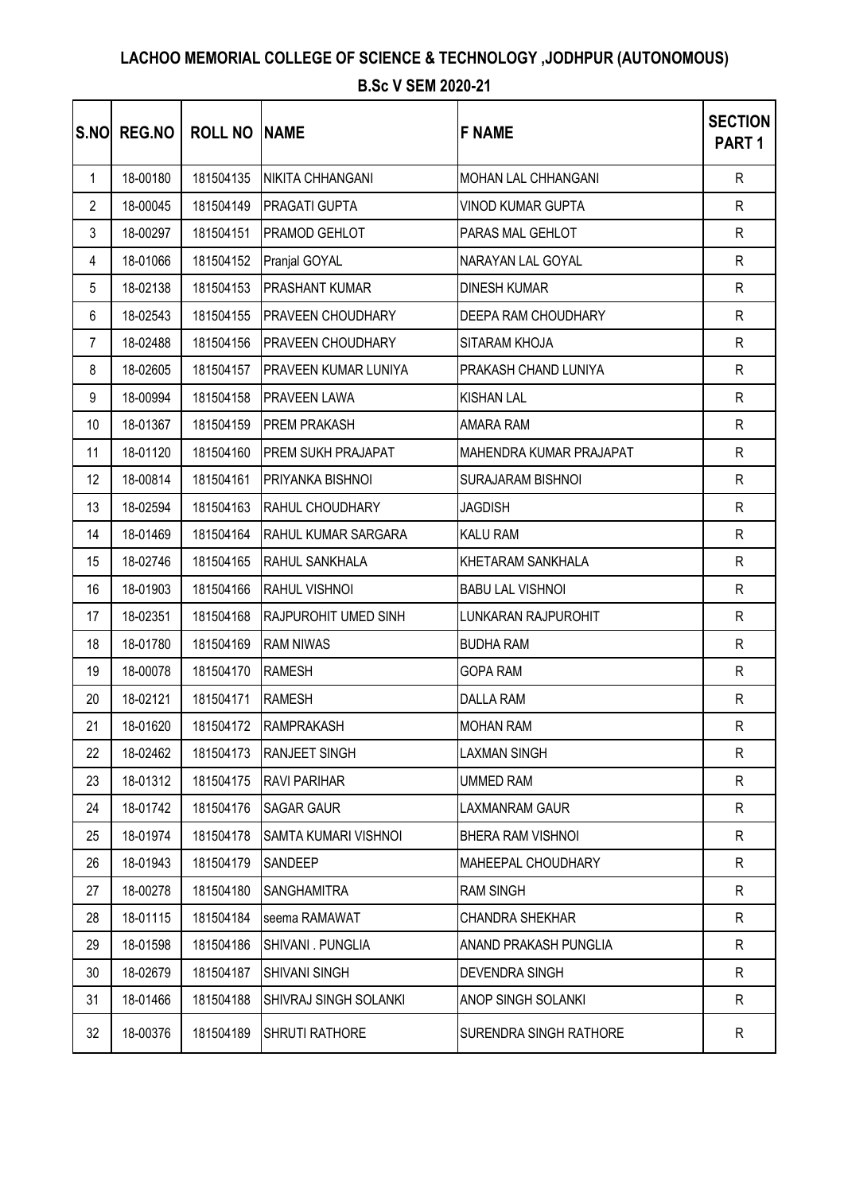# LACHOO MEMORIAL COLLEGE OF SCIENCE & TECHNOLOGY ,JODHPUR (AUTONOMOUS)

## B.Sc V SEM 2020-21

| S.NO | REG.NO | ROLL NO | NAME | F NAME | SECTION PART 1 |
|---|---|---|---|---|---|
| 1 | 18-00180 | 181504135 | NIKITA CHHANGANI | MOHAN LAL CHHANGANI | R |
| 2 | 18-00045 | 181504149 | PRAGATI GUPTA | VINOD KUMAR GUPTA | R |
| 3 | 18-00297 | 181504151 | PRAMOD GEHLOT | PARAS MAL GEHLOT | R |
| 4 | 18-01066 | 181504152 | Pranjal GOYAL | NARAYAN LAL GOYAL | R |
| 5 | 18-02138 | 181504153 | PRASHANT KUMAR | DINESH KUMAR | R |
| 6 | 18-02543 | 181504155 | PRAVEEN CHOUDHARY | DEEPA RAM CHOUDHARY | R |
| 7 | 18-02488 | 181504156 | PRAVEEN CHOUDHARY | SITARAM KHOJA | R |
| 8 | 18-02605 | 181504157 | PRAVEEN KUMAR LUNIYA | PRAKASH CHAND LUNIYA | R |
| 9 | 18-00994 | 181504158 | PRAVEEN LAWA | KISHAN LAL | R |
| 10 | 18-01367 | 181504159 | PREM PRAKASH | AMARA RAM | R |
| 11 | 18-01120 | 181504160 | PREM SUKH PRAJAPAT | MAHENDRA KUMAR PRAJAPAT | R |
| 12 | 18-00814 | 181504161 | PRIYANKA BISHNOI | SURAJARAM BISHNOI | R |
| 13 | 18-02594 | 181504163 | RAHUL CHOUDHARY | JAGDISH | R |
| 14 | 18-01469 | 181504164 | RAHUL KUMAR SARGARA | KALU RAM | R |
| 15 | 18-02746 | 181504165 | RAHUL SANKHALA | KHETARAM SANKHALA | R |
| 16 | 18-01903 | 181504166 | RAHUL VISHNOI | BABU LAL VISHNOI | R |
| 17 | 18-02351 | 181504168 | RAJPUROHIT UMED SINH | LUNKARAN RAJPUROHIT | R |
| 18 | 18-01780 | 181504169 | RAM NIWAS | BUDHA RAM | R |
| 19 | 18-00078 | 181504170 | RAMESH | GOPA RAM | R |
| 20 | 18-02121 | 181504171 | RAMESH | DALLA RAM | R |
| 21 | 18-01620 | 181504172 | RAMPRAKASH | MOHAN RAM | R |
| 22 | 18-02462 | 181504173 | RANJEET SINGH | LAXMAN SINGH | R |
| 23 | 18-01312 | 181504175 | RAVI PARIHAR | UMMED RAM | R |
| 24 | 18-01742 | 181504176 | SAGAR GAUR | LAXMANRAM GAUR | R |
| 25 | 18-01974 | 181504178 | SAMTA KUMARI VISHNOI | BHERA RAM VISHNOI | R |
| 26 | 18-01943 | 181504179 | SANDEEP | MAHEEPAL CHOUDHARY | R |
| 27 | 18-00278 | 181504180 | SANGHAMITRA | RAM SINGH | R |
| 28 | 18-01115 | 181504184 | seema RAMAWAT | CHANDRA SHEKHAR | R |
| 29 | 18-01598 | 181504186 | SHIVANI . PUNGLIA | ANAND PRAKASH PUNGLIA | R |
| 30 | 18-02679 | 181504187 | SHIVANI SINGH | DEVENDRA SINGH | R |
| 31 | 18-01466 | 181504188 | SHIVRAJ SINGH SOLANKI | ANOP SINGH SOLANKI | R |
| 32 | 18-00376 | 181504189 | SHRUTI RATHORE | SURENDRA SINGH RATHORE | R |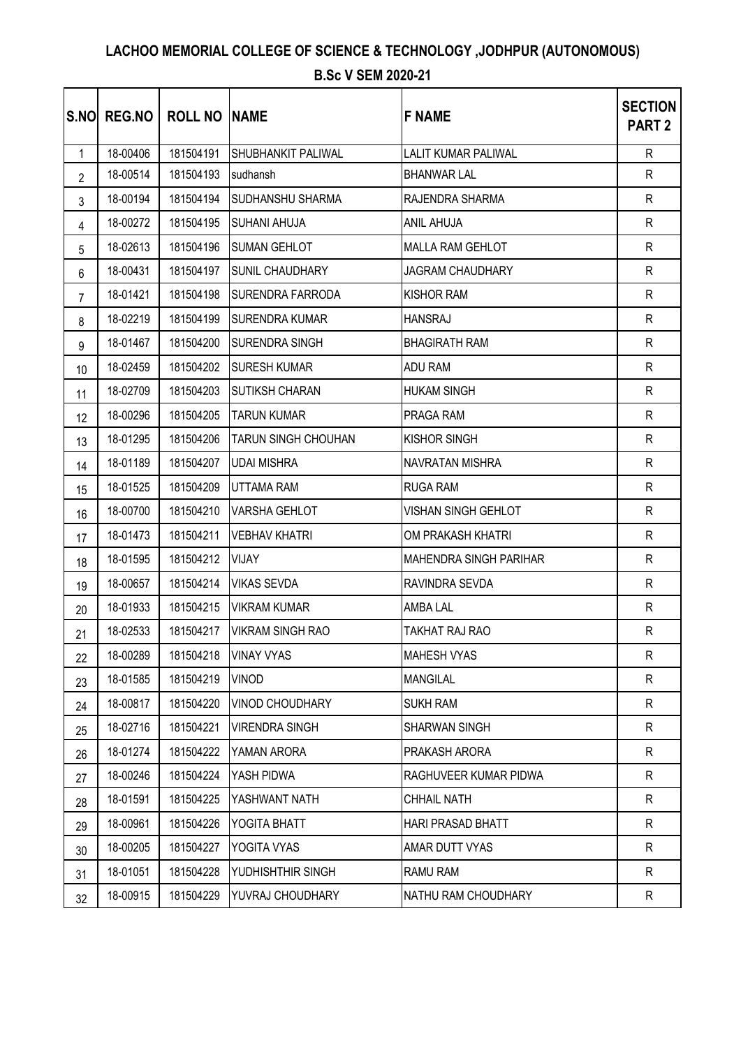# LACHOO MEMORIAL COLLEGE OF SCIENCE & TECHNOLOGY ,JODHPUR (AUTONOMOUS)

## B.Sc V SEM 2020-21

| S.NO | REG.NO | ROLL NO | NAME | F NAME | SECTION PART 2 |
|---|---|---|---|---|---|
| 1 | 18-00406 | 181504191 | SHUBHANKIT PALIWAL | LALIT KUMAR PALIWAL | R |
| 2 | 18-00514 | 181504193 | sudhansh | BHANWAR LAL | R |
| 3 | 18-00194 | 181504194 | SUDHANSHU SHARMA | RAJENDRA SHARMA | R |
| 4 | 18-00272 | 181504195 | SUHANI AHUJA | ANIL AHUJA | R |
| 5 | 18-02613 | 181504196 | SUMAN GEHLOT | MALLA RAM GEHLOT | R |
| 6 | 18-00431 | 181504197 | SUNIL CHAUDHARY | JAGRAM CHAUDHARY | R |
| 7 | 18-01421 | 181504198 | SURENDRA FARRODA | KISHOR RAM | R |
| 8 | 18-02219 | 181504199 | SURENDRA KUMAR | HANSRAJ | R |
| 9 | 18-01467 | 181504200 | SURENDRA SINGH | BHAGIRATH RAM | R |
| 10 | 18-02459 | 181504202 | SURESH KUMAR | ADU RAM | R |
| 11 | 18-02709 | 181504203 | SUTIKSH CHARAN | HUKAM SINGH | R |
| 12 | 18-00296 | 181504205 | TARUN KUMAR | PRAGA RAM | R |
| 13 | 18-01295 | 181504206 | TARUN SINGH CHOUHAN | KISHOR SINGH | R |
| 14 | 18-01189 | 181504207 | UDAI MISHRA | NAVRATAN MISHRA | R |
| 15 | 18-01525 | 181504209 | UTTAMA RAM | RUGA RAM | R |
| 16 | 18-00700 | 181504210 | VARSHA GEHLOT | VISHAN SINGH GEHLOT | R |
| 17 | 18-01473 | 181504211 | VEBHAV KHATRI | OM PRAKASH KHATRI | R |
| 18 | 18-01595 | 181504212 | VIJAY | MAHENDRA SINGH PARIHAR | R |
| 19 | 18-00657 | 181504214 | VIKAS SEVDA | RAVINDRA SEVDA | R |
| 20 | 18-01933 | 181504215 | VIKRAM KUMAR | AMBA LAL | R |
| 21 | 18-02533 | 181504217 | VIKRAM SINGH RAO | TAKHAT RAJ RAO | R |
| 22 | 18-00289 | 181504218 | VINAY VYAS | MAHESH VYAS | R |
| 23 | 18-01585 | 181504219 | VINOD | MANGILAL | R |
| 24 | 18-00817 | 181504220 | VINOD CHOUDHARY | SUKH RAM | R |
| 25 | 18-02716 | 181504221 | VIRENDRA SINGH | SHARWAN SINGH | R |
| 26 | 18-01274 | 181504222 | YAMAN ARORA | PRAKASH ARORA | R |
| 27 | 18-00246 | 181504224 | YASH PIDWA | RAGHUVEER KUMAR PIDWA | R |
| 28 | 18-01591 | 181504225 | YASHWANT NATH | CHHAIL NATH | R |
| 29 | 18-00961 | 181504226 | YOGITA BHATT | HARI PRASAD BHATT | R |
| 30 | 18-00205 | 181504227 | YOGITA VYAS | AMAR DUTT VYAS | R |
| 31 | 18-01051 | 181504228 | YUDHISHTHIR SINGH | RAMU RAM | R |
| 32 | 18-00915 | 181504229 | YUVRAJ CHOUDHARY | NATHU RAM CHOUDHARY | R |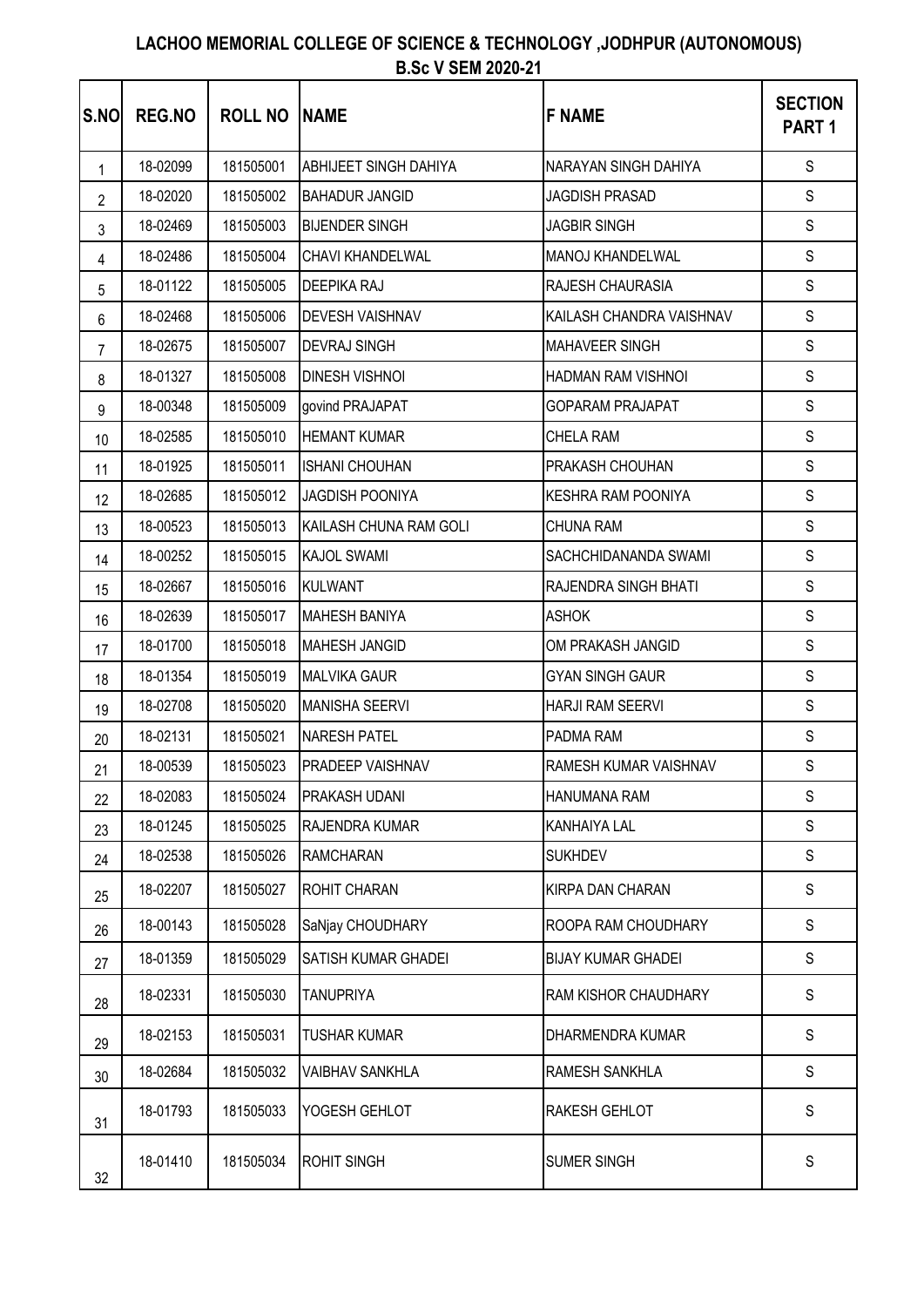# LACHOO MEMORIAL COLLEGE OF SCIENCE & TECHNOLOGY ,JODHPUR (AUTONOMOUS)

## B.Sc V SEM 2020-21

| S.NO | REG.NO | ROLL NO | NAME | F NAME | SECTION PART 1 |
|---|---|---|---|---|---|
| 1 | 18-02099 | 181505001 | ABHIJEET SINGH DAHIYA | NARAYAN SINGH DAHIYA | S |
| 2 | 18-02020 | 181505002 | BAHADUR JANGID | JAGDISH PRASAD | S |
| 3 | 18-02469 | 181505003 | BIJENDER SINGH | JAGBIR SINGH | S |
| 4 | 18-02486 | 181505004 | CHAVI KHANDELWAL | MANOJ KHANDELWAL | S |
| 5 | 18-01122 | 181505005 | DEEPIKA RAJ | RAJESH CHAURASIA | S |
| 6 | 18-02468 | 181505006 | DEVESH VAISHNAV | KAILASH CHANDRA VAISHNAV | S |
| 7 | 18-02675 | 181505007 | DEVRAJ SINGH | MAHAVEER SINGH | S |
| 8 | 18-01327 | 181505008 | DINESH VISHNOI | HADMAN RAM VISHNOI | S |
| 9 | 18-00348 | 181505009 | govind PRAJAPAT | GOPARAM PRAJAPAT | S |
| 10 | 18-02585 | 181505010 | HEMANT KUMAR | CHELA RAM | S |
| 11 | 18-01925 | 181505011 | ISHANI CHOUHAN | PRAKASH CHOUHAN | S |
| 12 | 18-02685 | 181505012 | JAGDISH POONIYA | KESHRA RAM POONIYA | S |
| 13 | 18-00523 | 181505013 | KAILASH CHUNA RAM GOLI | CHUNA RAM | S |
| 14 | 18-00252 | 181505015 | KAJOL SWAMI | SACHCHIDANANDA SWAMI | S |
| 15 | 18-02667 | 181505016 | KULWANT | RAJENDRA SINGH BHATI | S |
| 16 | 18-02639 | 181505017 | MAHESH BANIYA | ASHOK | S |
| 17 | 18-01700 | 181505018 | MAHESH JANGID | OM PRAKASH JANGID | S |
| 18 | 18-01354 | 181505019 | MALVIKA GAUR | GYAN SINGH GAUR | S |
| 19 | 18-02708 | 181505020 | MANISHA SEERVI | HARJI RAM SEERVI | S |
| 20 | 18-02131 | 181505021 | NARESH PATEL | PADMA RAM | S |
| 21 | 18-00539 | 181505023 | PRADEEP VAISHNAV | RAMESH KUMAR VAISHNAV | S |
| 22 | 18-02083 | 181505024 | PRAKASH UDANI | HANUMANA RAM | S |
| 23 | 18-01245 | 181505025 | RAJENDRA KUMAR | KANHAIYA LAL | S |
| 24 | 18-02538 | 181505026 | RAMCHARAN | SUKHDEV | S |
| 25 | 18-02207 | 181505027 | ROHIT CHARAN | KIRPA DAN CHARAN | S |
| 26 | 18-00143 | 181505028 | SaNjay CHOUDHARY | ROOPA RAM CHOUDHARY | S |
| 27 | 18-01359 | 181505029 | SATISH KUMAR GHADEI | BIJAY KUMAR GHADEI | S |
| 28 | 18-02331 | 181505030 | TANUPRIYA | RAM KISHOR CHAUDHARY | S |
| 29 | 18-02153 | 181505031 | TUSHAR KUMAR | DHARMENDRA KUMAR | S |
| 30 | 18-02684 | 181505032 | VAIBHAV SANKHLA | RAMESH SANKHLA | S |
| 31 | 18-01793 | 181505033 | YOGESH GEHLOT | RAKESH GEHLOT | S |
| 32 | 18-01410 | 181505034 | ROHIT SINGH | SUMER SINGH | S |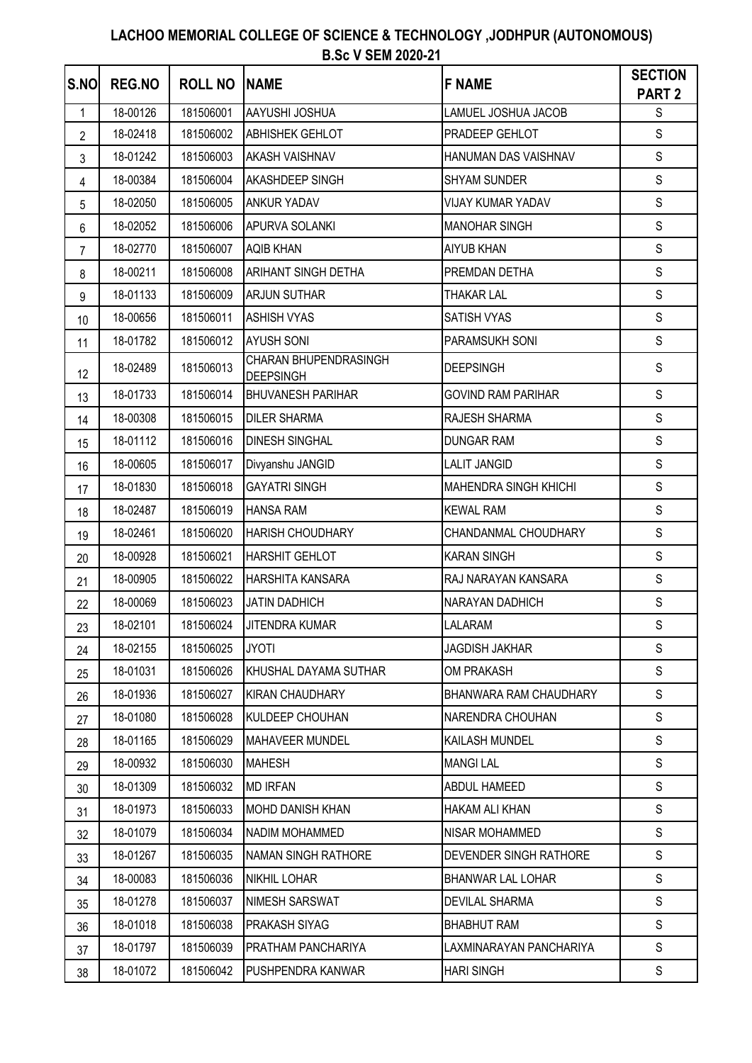# LACHOO MEMORIAL COLLEGE OF SCIENCE & TECHNOLOGY ,JODHPUR (AUTONOMOUS)

## B.Sc V SEM 2020-21

| S.NO | REG.NO | ROLL NO | NAME | F NAME | SECTION PART 2 |
|---|---|---|---|---|---|
| 1 | 18-00126 | 181506001 | AAYUSHI JOSHUA | LAMUEL JOSHUA JACOB | S |
| 2 | 18-02418 | 181506002 | ABHISHEK GEHLOT | PRADEEP GEHLOT | S |
| 3 | 18-01242 | 181506003 | AKASH VAISHNAV | HANUMAN DAS VAISHNAV | S |
| 4 | 18-00384 | 181506004 | AKASHDEEP SINGH | SHYAM SUNDER | S |
| 5 | 18-02050 | 181506005 | ANKUR YADAV | VIJAY KUMAR YADAV | S |
| 6 | 18-02052 | 181506006 | APURVA SOLANKI | MANOHAR SINGH | S |
| 7 | 18-02770 | 181506007 | AQIB KHAN | AIYUB KHAN | S |
| 8 | 18-00211 | 181506008 | ARIHANT SINGH DETHA | PREMDAN DETHA | S |
| 9 | 18-01133 | 181506009 | ARJUN SUTHAR | THAKAR LAL | S |
| 10 | 18-00656 | 181506011 | ASHISH VYAS | SATISH VYAS | S |
| 11 | 18-01782 | 181506012 | AYUSH SONI | PARAMSUKH SONI | S |
| 12 | 18-02489 | 181506013 | CHARAN BHUPENDRASINGH DEEPSINGH | DEEPSINGH | S |
| 13 | 18-01733 | 181506014 | BHUVANESH PARIHAR | GOVIND RAM PARIHAR | S |
| 14 | 18-00308 | 181506015 | DILER SHARMA | RAJESH SHARMA | S |
| 15 | 18-01112 | 181506016 | DINESH SINGHAL | DUNGAR RAM | S |
| 16 | 18-00605 | 181506017 | Divyanshu JANGID | LALIT JANGID | S |
| 17 | 18-01830 | 181506018 | GAYATRI SINGH | MAHENDRA SINGH KHICHI | S |
| 18 | 18-02487 | 181506019 | HANSA RAM | KEWAL RAM | S |
| 19 | 18-02461 | 181506020 | HARISH CHOUDHARY | CHANDANMAL CHOUDHARY | S |
| 20 | 18-00928 | 181506021 | HARSHIT GEHLOT | KARAN SINGH | S |
| 21 | 18-00905 | 181506022 | HARSHITA KANSARA | RAJ NARAYAN KANSARA | S |
| 22 | 18-00069 | 181506023 | JATIN DADHICH | NARAYAN DADHICH | S |
| 23 | 18-02101 | 181506024 | JITENDRA KUMAR | LALARAM | S |
| 24 | 18-02155 | 181506025 | JYOTI | JAGDISH JAKHAR | S |
| 25 | 18-01031 | 181506026 | KHUSHAL DAYAMA SUTHAR | OM PRAKASH | S |
| 26 | 18-01936 | 181506027 | KIRAN CHAUDHARY | BHANWARA RAM CHAUDHARY | S |
| 27 | 18-01080 | 181506028 | KULDEEP CHOUHAN | NARENDRA CHOUHAN | S |
| 28 | 18-01165 | 181506029 | MAHAVEER MUNDEL | KAILASH MUNDEL | S |
| 29 | 18-00932 | 181506030 | MAHESH | MANGI LAL | S |
| 30 | 18-01309 | 181506032 | MD IRFAN | ABDUL HAMEED | S |
| 31 | 18-01973 | 181506033 | MOHD DANISH KHAN | HAKAM ALI KHAN | S |
| 32 | 18-01079 | 181506034 | NADIM MOHAMMED | NISAR MOHAMMED | S |
| 33 | 18-01267 | 181506035 | NAMAN SINGH RATHORE | DEVENDER SINGH RATHORE | S |
| 34 | 18-00083 | 181506036 | NIKHIL LOHAR | BHANWAR LAL LOHAR | S |
| 35 | 18-01278 | 181506037 | NIMESH SARSWAT | DEVILAL SHARMA | S |
| 36 | 18-01018 | 181506038 | PRAKASH SIYAG | BHABHUT RAM | S |
| 37 | 18-01797 | 181506039 | PRATHAM PANCHARIYA | LAXMINARAYAN PANCHARIYA | S |
| 38 | 18-01072 | 181506042 | PUSHPENDRA KANWAR | HARI SINGH | S |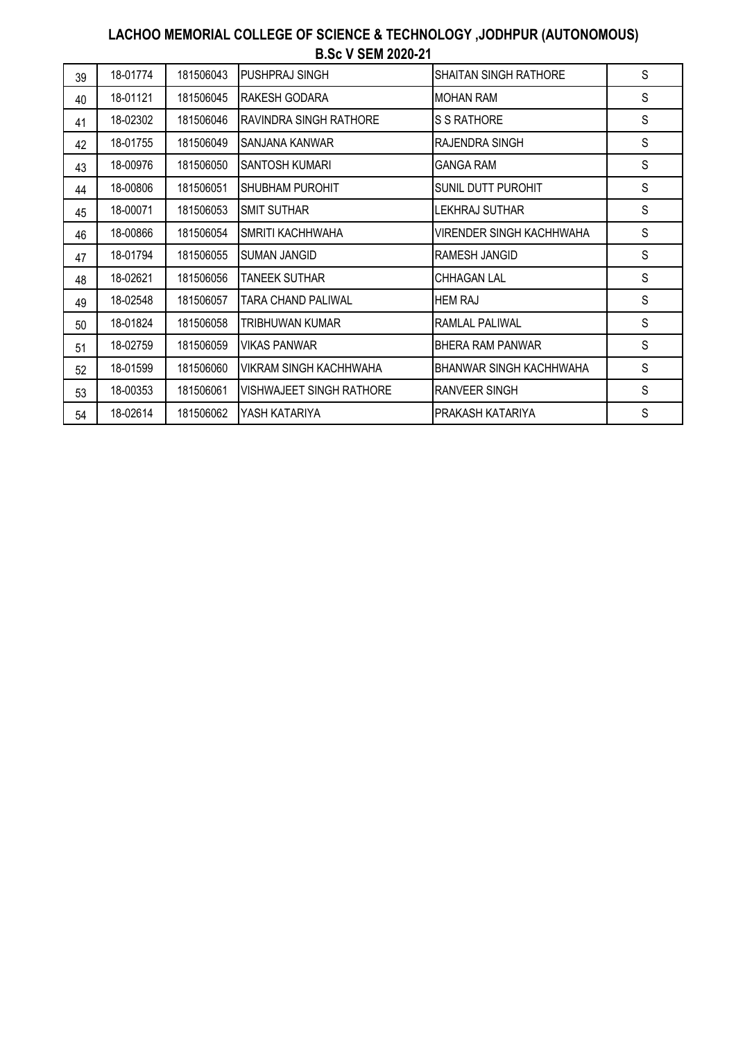## LACHOO MEMORIAL COLLEGE OF SCIENCE & TECHNOLOGY ,JODHPUR (AUTONOMOUS)
### B.Sc V SEM 2020-21

| | | | | | |
|---|---|---|---|---|---|
| 39 | 18-01774 | 181506043 | PUSHPRAJ SINGH | SHAITAN SINGH RATHORE | S |
| 40 | 18-01121 | 181506045 | RAKESH GODARA | MOHAN RAM | S |
| 41 | 18-02302 | 181506046 | RAVINDRA SINGH RATHORE | S S RATHORE | S |
| 42 | 18-01755 | 181506049 | SANJANA KANWAR | RAJENDRA SINGH | S |
| 43 | 18-00976 | 181506050 | SANTOSH KUMARI | GANGA RAM | S |
| 44 | 18-00806 | 181506051 | SHUBHAM PUROHIT | SUNIL DUTT PUROHIT | S |
| 45 | 18-00071 | 181506053 | SMIT SUTHAR | LEKHRAJ SUTHAR | S |
| 46 | 18-00866 | 181506054 | SMRITI KACHHWAHA | VIRENDER SINGH KACHHWAHA | S |
| 47 | 18-01794 | 181506055 | SUMAN JANGID | RAMESH JANGID | S |
| 48 | 18-02621 | 181506056 | TANEEK SUTHAR | CHHAGAN LAL | S |
| 49 | 18-02548 | 181506057 | TARA CHAND PALIWAL | HEM RAJ | S |
| 50 | 18-01824 | 181506058 | TRIBHUWAN KUMAR | RAMLAL PALIWAL | S |
| 51 | 18-02759 | 181506059 | VIKAS PANWAR | BHERA RAM PANWAR | S |
| 52 | 18-01599 | 181506060 | VIKRAM SINGH KACHHWAHA | BHANWAR SINGH KACHHWAHA | S |
| 53 | 18-00353 | 181506061 | VISHWAJEET SINGH RATHORE | RANVEER SINGH | S |
| 54 | 18-02614 | 181506062 | YASH KATARIYA | PRAKASH KATARIYA | S |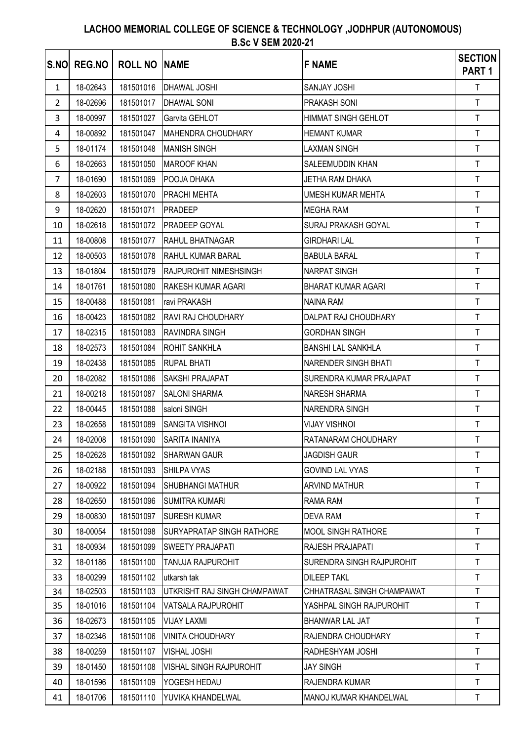# LACHOO MEMORIAL COLLEGE OF SCIENCE & TECHNOLOGY ,JODHPUR (AUTONOMOUS)
## B.Sc V SEM 2020-21

| S.NO | REG.NO | ROLL NO | NAME | F NAME | SECTION PART 1 |
|---|---|---|---|---|---|
| 1 | 18-02643 | 181501016 | DHAWAL JOSHI | SANJAY JOSHI | T |
| 2 | 18-02696 | 181501017 | DHAWAL SONI | PRAKASH SONI | T |
| 3 | 18-00997 | 181501027 | Garvita GEHLOT | HIMMAT SINGH GEHLOT | T |
| 4 | 18-00892 | 181501047 | MAHENDRA CHOUDHARY | HEMANT KUMAR | T |
| 5 | 18-01174 | 181501048 | MANISH SINGH | LAXMAN SINGH | T |
| 6 | 18-02663 | 181501050 | MAROOF KHAN | SALEEMUDDIN KHAN | T |
| 7 | 18-01690 | 181501069 | POOJA DHAKA | JETHA RAM DHAKA | T |
| 8 | 18-02603 | 181501070 | PRACHI MEHTA | UMESH KUMAR MEHTA | T |
| 9 | 18-02620 | 181501071 | PRADEEP | MEGHA RAM | T |
| 10 | 18-02618 | 181501072 | PRADEEP GOYAL | SURAJ PRAKASH GOYAL | T |
| 11 | 18-00808 | 181501077 | RAHUL BHATNAGAR | GIRDHARI LAL | T |
| 12 | 18-00503 | 181501078 | RAHUL KUMAR BARAL | BABULA BARAL | T |
| 13 | 18-01804 | 181501079 | RAJPUROHIT NIMESHSINGH | NARPAT SINGH | T |
| 14 | 18-01761 | 181501080 | RAKESH KUMAR AGARI | BHARAT KUMAR AGARI | T |
| 15 | 18-00488 | 181501081 | ravi PRAKASH | NAINA RAM | T |
| 16 | 18-00423 | 181501082 | RAVI RAJ CHOUDHARY | DALPAT RAJ CHOUDHARY | T |
| 17 | 18-02315 | 181501083 | RAVINDRA SINGH | GORDHAN SINGH | T |
| 18 | 18-02573 | 181501084 | ROHIT SANKHLA | BANSHI LAL SANKHLA | T |
| 19 | 18-02438 | 181501085 | RUPAL BHATI | NARENDER SINGH BHATI | T |
| 20 | 18-02082 | 181501086 | SAKSHI PRAJAPAT | SURENDRA KUMAR PRAJAPAT | T |
| 21 | 18-00218 | 181501087 | SALONI SHARMA | NARESH SHARMA | T |
| 22 | 18-00445 | 181501088 | saloni SINGH | NARENDRA SINGH | T |
| 23 | 18-02658 | 181501089 | SANGITA VISHNOI | VIJAY VISHNOI | T |
| 24 | 18-02008 | 181501090 | SARITA INANIYA | RATANARAM CHOUDHARY | T |
| 25 | 18-02628 | 181501092 | SHARWAN GAUR | JAGDISH GAUR | T |
| 26 | 18-02188 | 181501093 | SHILPA VYAS | GOVIND LAL VYAS | T |
| 27 | 18-00922 | 181501094 | SHUBHANGI MATHUR | ARVIND MATHUR | T |
| 28 | 18-02650 | 181501096 | SUMITRA KUMARI | RAMA RAM | T |
| 29 | 18-00830 | 181501097 | SURESH KUMAR | DEVA RAM | T |
| 30 | 18-00054 | 181501098 | SURYAPRATAP SINGH RATHORE | MOOL SINGH RATHORE | T |
| 31 | 18-00934 | 181501099 | SWEETY PRAJAPATI | RAJESH PRAJAPATI | T |
| 32 | 18-01186 | 181501100 | TANUJA RAJPUROHIT | SURENDRA SINGH RAJPUROHIT | T |
| 33 | 18-00299 | 181501102 | utkarsh tak | DILEEP TAKL | T |
| 34 | 18-02503 | 181501103 | UTKRISHT RAJ SINGH CHAMPAWAT | CHHATRASAL SINGH CHAMPAWAT | T |
| 35 | 18-01016 | 181501104 | VATSALA RAJPUROHIT | YASHPAL SINGH RAJPUROHIT | T |
| 36 | 18-02673 | 181501105 | VIJAY LAXMI | BHANWAR LAL JAT | T |
| 37 | 18-02346 | 181501106 | VINITA CHOUDHARY | RAJENDRA CHOUDHARY | T |
| 38 | 18-00259 | 181501107 | VISHAL JOSHI | RADHESHYAM JOSHI | T |
| 39 | 18-01450 | 181501108 | VISHAL SINGH RAJPUROHIT | JAY SINGH | T |
| 40 | 18-01596 | 181501109 | YOGESH HEDAU | RAJENDRA KUMAR | T |
| 41 | 18-01706 | 181501110 | YUVIKA KHANDELWAL | MANOJ KUMAR KHANDELWAL | T |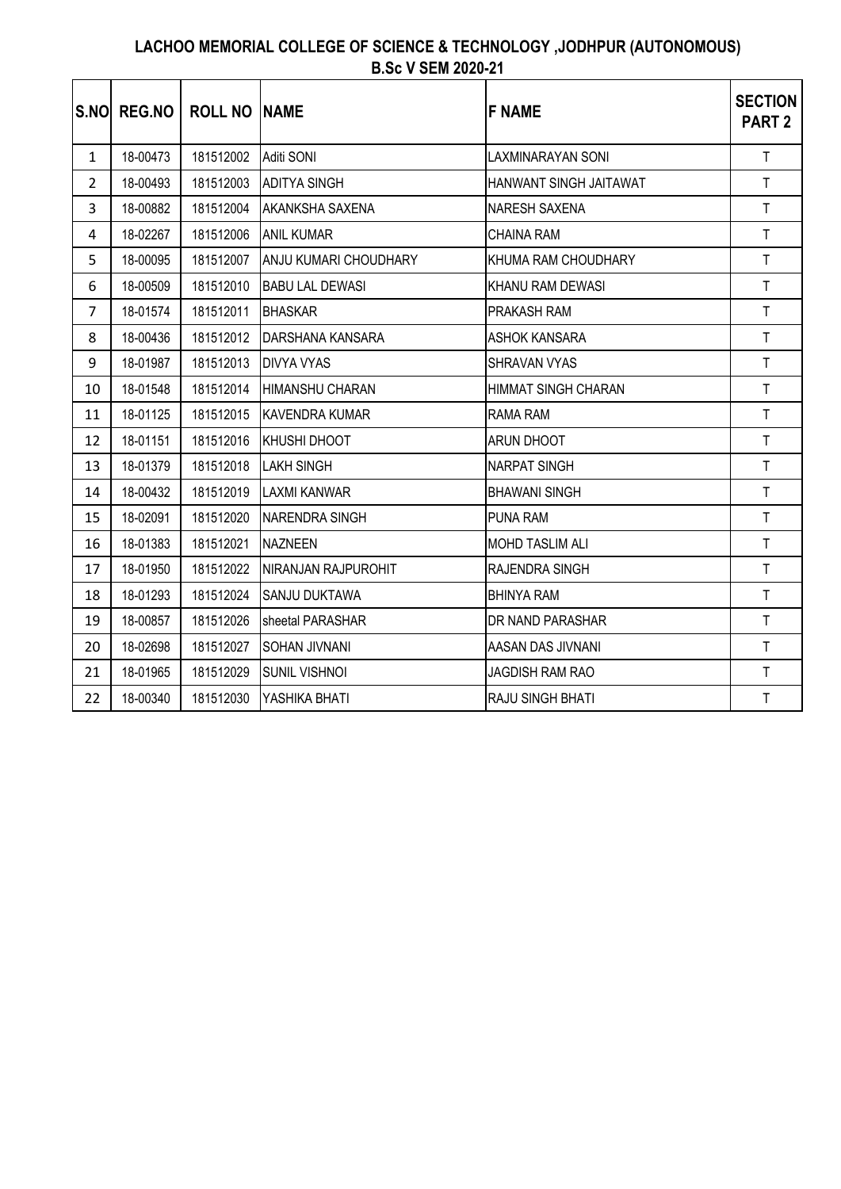# LACHOO MEMORIAL COLLEGE OF SCIENCE & TECHNOLOGY ,JODHPUR (AUTONOMOUS)

## B.Sc V SEM 2020-21

| S.NO | REG.NO | ROLL NO | NAME | F NAME | SECTION PART 2 |
|---|---|---|---|---|---|
| 1 | 18-00473 | 181512002 | Aditi SONI | LAXMINARAYAN SONI | T |
| 2 | 18-00493 | 181512003 | ADITYA SINGH | HANWANT SINGH JAITAWAT | T |
| 3 | 18-00882 | 181512004 | AKANKSHA SAXENA | NARESH SAXENA | T |
| 4 | 18-02267 | 181512006 | ANIL KUMAR | CHAINA RAM | T |
| 5 | 18-00095 | 181512007 | ANJU KUMARI CHOUDHARY | KHUMA RAM CHOUDHARY | T |
| 6 | 18-00509 | 181512010 | BABU LAL DEWASI | KHANU RAM DEWASI | T |
| 7 | 18-01574 | 181512011 | BHASKAR | PRAKASH RAM | T |
| 8 | 18-00436 | 181512012 | DARSHANA KANSARA | ASHOK KANSARA | T |
| 9 | 18-01987 | 181512013 | DIVYA VYAS | SHRAVAN VYAS | T |
| 10 | 18-01548 | 181512014 | HIMANSHU CHARAN | HIMMAT SINGH CHARAN | T |
| 11 | 18-01125 | 181512015 | KAVENDRA KUMAR | RAMA RAM | T |
| 12 | 18-01151 | 181512016 | KHUSHI DHOOT | ARUN DHOOT | T |
| 13 | 18-01379 | 181512018 | LAKH SINGH | NARPAT SINGH | T |
| 14 | 18-00432 | 181512019 | LAXMI KANWAR | BHAWANI SINGH | T |
| 15 | 18-02091 | 181512020 | NARENDRA SINGH | PUNA RAM | T |
| 16 | 18-01383 | 181512021 | NAZNEEN | MOHD TASLIM ALI | T |
| 17 | 18-01950 | 181512022 | NIRANJAN RAJPUROHIT | RAJENDRA SINGH | T |
| 18 | 18-01293 | 181512024 | SANJU DUKTAWA | BHINYA RAM | T |
| 19 | 18-00857 | 181512026 | sheetal PARASHAR | DR NAND PARASHAR | T |
| 20 | 18-02698 | 181512027 | SOHAN JIVNANI | AASAN DAS JIVNANI | T |
| 21 | 18-01965 | 181512029 | SUNIL VISHNOI | JAGDISH RAM RAO | T |
| 22 | 18-00340 | 181512030 | YASHIKA BHATI | RAJU SINGH BHATI | T |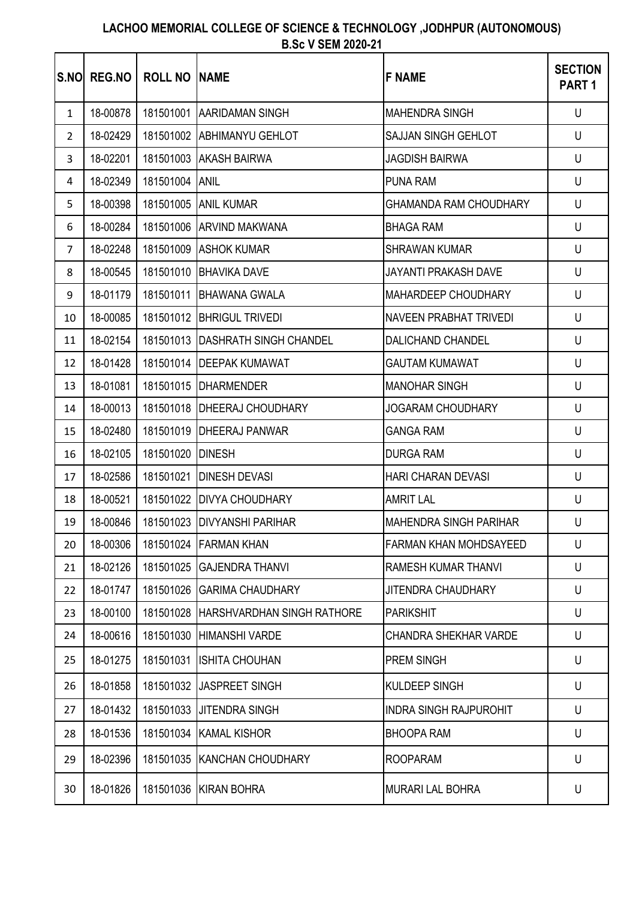**LACHOO MEMORIAL COLLEGE OF SCIENCE & TECHNOLOGY ,JODHPUR (AUTONOMOUS)**
**B.Sc V SEM 2020-21**

| S.NO | REG.NO | ROLL NO | NAME | F NAME | SECTION PART 1 |
|---|---|---|---|---|---|
| 1 | 18-00878 | 181501001 | AARIDAMAN SINGH | MAHENDRA SINGH | U |
| 2 | 18-02429 | 181501002 | ABHIMANYU GEHLOT | SAJJAN SINGH GEHLOT | U |
| 3 | 18-02201 | 181501003 | AKASH BAIRWA | JAGDISH BAIRWA | U |
| 4 | 18-02349 | 181501004 | ANIL | PUNA RAM | U |
| 5 | 18-00398 | 181501005 | ANIL KUMAR | GHAMANDA RAM CHOUDHARY | U |
| 6 | 18-00284 | 181501006 | ARVIND MAKWANA | BHAGA RAM | U |
| 7 | 18-02248 | 181501009 | ASHOK KUMAR | SHRAWAN KUMAR | U |
| 8 | 18-00545 | 181501010 | BHAVIKA DAVE | JAYANTI PRAKASH DAVE | U |
| 9 | 18-01179 | 181501011 | BHAWANA GWALA | MAHARDEEP CHOUDHARY | U |
| 10 | 18-00085 | 181501012 | BHRIGUL TRIVEDI | NAVEEN PRABHAT TRIVEDI | U |
| 11 | 18-02154 | 181501013 | DASHRATH SINGH CHANDEL | DALICHAND CHANDEL | U |
| 12 | 18-01428 | 181501014 | DEEPAK KUMAWAT | GAUTAM KUMAWAT | U |
| 13 | 18-01081 | 181501015 | DHARMENDER | MANOHAR SINGH | U |
| 14 | 18-00013 | 181501018 | DHEERAJ CHOUDHARY | JOGARAM CHOUDHARY | U |
| 15 | 18-02480 | 181501019 | DHEERAJ PANWAR | GANGA RAM | U |
| 16 | 18-02105 | 181501020 | DINESH | DURGA RAM | U |
| 17 | 18-02586 | 181501021 | DINESH DEVASI | HARI CHARAN DEVASI | U |
| 18 | 18-00521 | 181501022 | DIVYA CHOUDHARY | AMRIT LAL | U |
| 19 | 18-00846 | 181501023 | DIVYANSHI PARIHAR | MAHENDRA SINGH PARIHAR | U |
| 20 | 18-00306 | 181501024 | FARMAN KHAN | FARMAN KHAN MOHDSAYEED | U |
| 21 | 18-02126 | 181501025 | GAJENDRA THANVI | RAMESH KUMAR THANVI | U |
| 22 | 18-01747 | 181501026 | GARIMA CHAUDHARY | JITENDRA CHAUDHARY | U |
| 23 | 18-00100 | 181501028 | HARSHVARDHAN SINGH RATHORE | PARIKSHIT | U |
| 24 | 18-00616 | 181501030 | HIMANSHI VARDE | CHANDRA SHEKHAR VARDE | U |
| 25 | 18-01275 | 181501031 | ISHITA CHOUHAN | PREM SINGH | U |
| 26 | 18-01858 | 181501032 | JASPREET SINGH | KULDEEP SINGH | U |
| 27 | 18-01432 | 181501033 | JITENDRA SINGH | INDRA SINGH RAJPUROHIT | U |
| 28 | 18-01536 | 181501034 | KAMAL KISHOR | BHOOPA RAM | U |
| 29 | 18-02396 | 181501035 | KANCHAN CHOUDHARY | ROOPARAM | U |
| 30 | 18-01826 | 181501036 | KIRAN BOHRA | MURARI LAL BOHRA | U |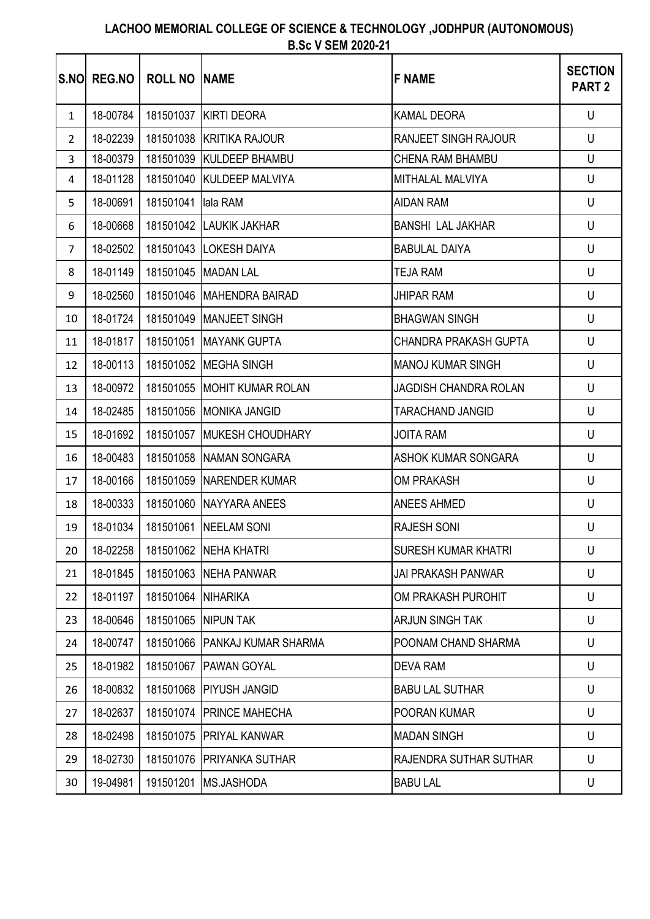**LACHOO MEMORIAL COLLEGE OF SCIENCE & TECHNOLOGY ,JODHPUR (AUTONOMOUS)**
**B.Sc V SEM 2020-21**

| S.NO | REG.NO | ROLL NO | NAME | F NAME | SECTION PART 2 |
|---|---|---|---|---|---|
| 1 | 18-00784 | 181501037 | KIRTI DEORA | KAMAL DEORA | U |
| 2 | 18-02239 | 181501038 | KRITIKA RAJOUR | RANJEET SINGH RAJOUR | U |
| 3 | 18-00379 | 181501039 | KULDEEP BHAMBU | CHENA RAM BHAMBU | U |
| 4 | 18-01128 | 181501040 | KULDEEP MALVIYA | MITHALAL MALVIYA | U |
| 5 | 18-00691 | 181501041 | lala RAM | AIDAN RAM | U |
| 6 | 18-00668 | 181501042 | LAUKIK JAKHAR | BANSHI LAL JAKHAR | U |
| 7 | 18-02502 | 181501043 | LOKESH DAIYA | BABULAL DAIYA | U |
| 8 | 18-01149 | 181501045 | MADAN LAL | TEJA RAM | U |
| 9 | 18-02560 | 181501046 | MAHENDRA BAIRAD | JHIPAR RAM | U |
| 10 | 18-01724 | 181501049 | MANJEET SINGH | BHAGWAN SINGH | U |
| 11 | 18-01817 | 181501051 | MAYANK GUPTA | CHANDRA PRAKASH GUPTA | U |
| 12 | 18-00113 | 181501052 | MEGHA SINGH | MANOJ KUMAR SINGH | U |
| 13 | 18-00972 | 181501055 | MOHIT KUMAR ROLAN | JAGDISH CHANDRA ROLAN | U |
| 14 | 18-02485 | 181501056 | MONIKA JANGID | TARACHAND JANGID | U |
| 15 | 18-01692 | 181501057 | MUKESH CHOUDHARY | JOITA RAM | U |
| 16 | 18-00483 | 181501058 | NAMAN SONGARA | ASHOK KUMAR SONGARA | U |
| 17 | 18-00166 | 181501059 | NARENDER KUMAR | OM PRAKASH | U |
| 18 | 18-00333 | 181501060 | NAYYARA ANEES | ANEES AHMED | U |
| 19 | 18-01034 | 181501061 | NEELAM SONI | RAJESH SONI | U |
| 20 | 18-02258 | 181501062 | NEHA KHATRI | SURESH KUMAR KHATRI | U |
| 21 | 18-01845 | 181501063 | NEHA PANWAR | JAI PRAKASH PANWAR | U |
| 22 | 18-01197 | 181501064 | NIHARIKA | OM PRAKASH PUROHIT | U |
| 23 | 18-00646 | 181501065 | NIPUN TAK | ARJUN SINGH TAK | U |
| 24 | 18-00747 | 181501066 | PANKAJ KUMAR SHARMA | POONAM CHAND SHARMA | U |
| 25 | 18-01982 | 181501067 | PAWAN GOYAL | DEVA RAM | U |
| 26 | 18-00832 | 181501068 | PIYUSH JANGID | BABU LAL SUTHAR | U |
| 27 | 18-02637 | 181501074 | PRINCE MAHECHA | POORAN KUMAR | U |
| 28 | 18-02498 | 181501075 | PRIYAL KANWAR | MADAN SINGH | U |
| 29 | 18-02730 | 181501076 | PRIYANKA SUTHAR | RAJENDRA SUTHAR SUTHAR | U |
| 30 | 19-04981 | 191501201 | MS.JASHODA | BABU LAL | U |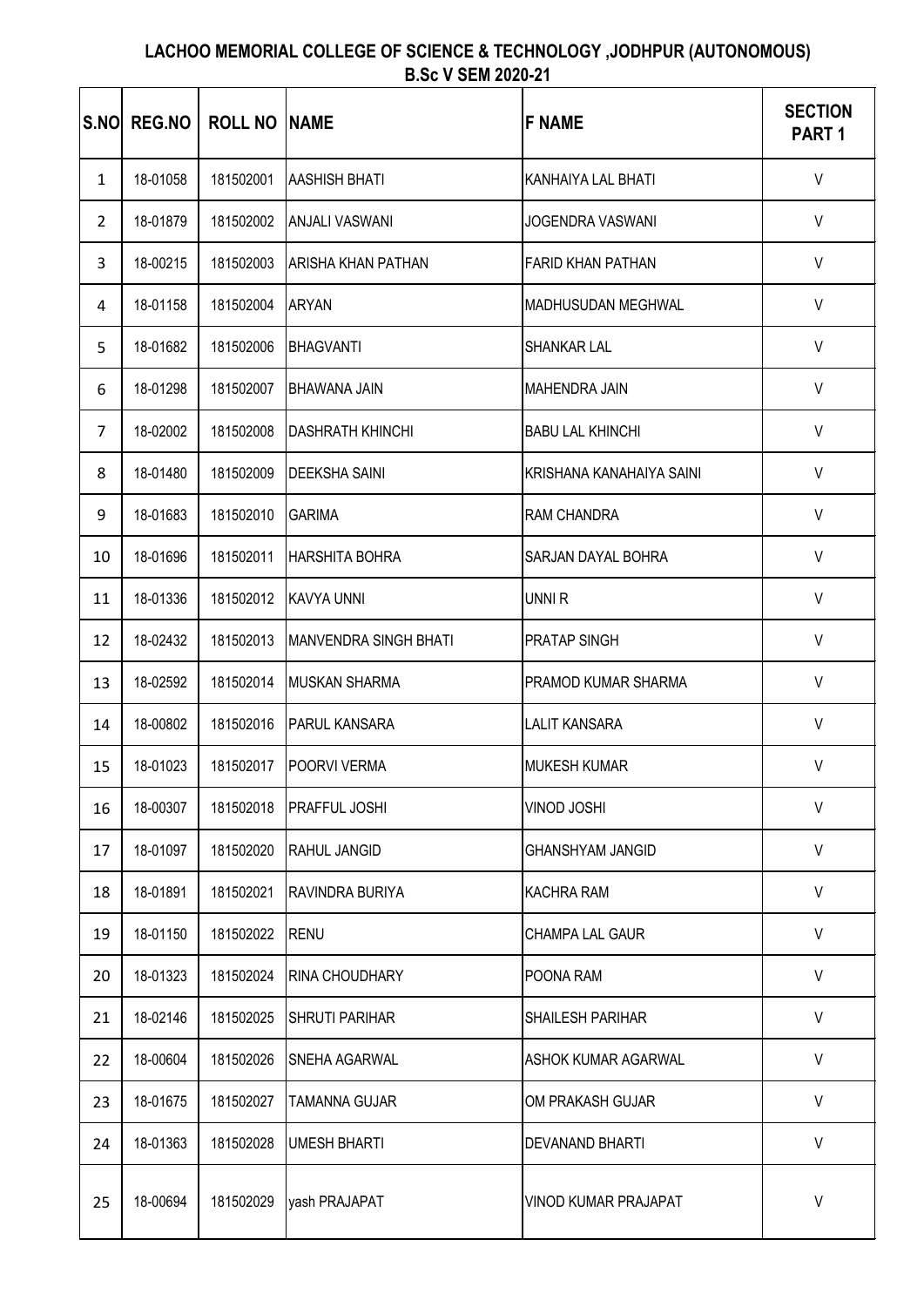# LACHOO MEMORIAL COLLEGE OF SCIENCE & TECHNOLOGY ,JODHPUR (AUTONOMOUS)

## B.Sc V SEM 2020-21

| S.NO | REG.NO | ROLL NO | NAME | F NAME | SECTION PART 1 |
|---|---|---|---|---|---|
| 1 | 18-01058 | 181502001 | AASHISH BHATI | KANHAIYA LAL BHATI | V |
| 2 | 18-01879 | 181502002 | ANJALI VASWANI | JOGENDRA VASWANI | V |
| 3 | 18-00215 | 181502003 | ARISHA KHAN PATHAN | FARID KHAN PATHAN | V |
| 4 | 18-01158 | 181502004 | ARYAN | MADHUSUDAN MEGHWAL | V |
| 5 | 18-01682 | 181502006 | BHAGVANTI | SHANKAR LAL | V |
| 6 | 18-01298 | 181502007 | BHAWANA JAIN | MAHENDRA JAIN | V |
| 7 | 18-02002 | 181502008 | DASHRATH KHINCHI | BABU LAL KHINCHI | V |
| 8 | 18-01480 | 181502009 | DEEKSHA SAINI | KRISHANA KANAHAIYA SAINI | V |
| 9 | 18-01683 | 181502010 | GARIMA | RAM CHANDRA | V |
| 10 | 18-01696 | 181502011 | HARSHITA BOHRA | SARJAN DAYAL BOHRA | V |
| 11 | 18-01336 | 181502012 | KAVYA UNNI | UNNI R | V |
| 12 | 18-02432 | 181502013 | MANVENDRA SINGH BHATI | PRATAP SINGH | V |
| 13 | 18-02592 | 181502014 | MUSKAN SHARMA | PRAMOD KUMAR SHARMA | V |
| 14 | 18-00802 | 181502016 | PARUL KANSARA | LALIT KANSARA | V |
| 15 | 18-01023 | 181502017 | POORVI VERMA | MUKESH KUMAR | V |
| 16 | 18-00307 | 181502018 | PRAFFUL JOSHI | VINOD JOSHI | V |
| 17 | 18-01097 | 181502020 | RAHUL JANGID | GHANSHYAM JANGID | V |
| 18 | 18-01891 | 181502021 | RAVINDRA BURIYA | KACHRA RAM | V |
| 19 | 18-01150 | 181502022 | RENU | CHAMPA LAL GAUR | V |
| 20 | 18-01323 | 181502024 | RINA CHOUDHARY | POONA RAM | V |
| 21 | 18-02146 | 181502025 | SHRUTI PARIHAR | SHAILESH PARIHAR | V |
| 22 | 18-00604 | 181502026 | SNEHA AGARWAL | ASHOK KUMAR AGARWAL | V |
| 23 | 18-01675 | 181502027 | TAMANNA GUJAR | OM PRAKASH GUJAR | V |
| 24 | 18-01363 | 181502028 | UMESH BHARTI | DEVANAND BHARTI | V |
| 25 | 18-00694 | 181502029 | yash PRAJAPAT | VINOD KUMAR PRAJAPAT | V |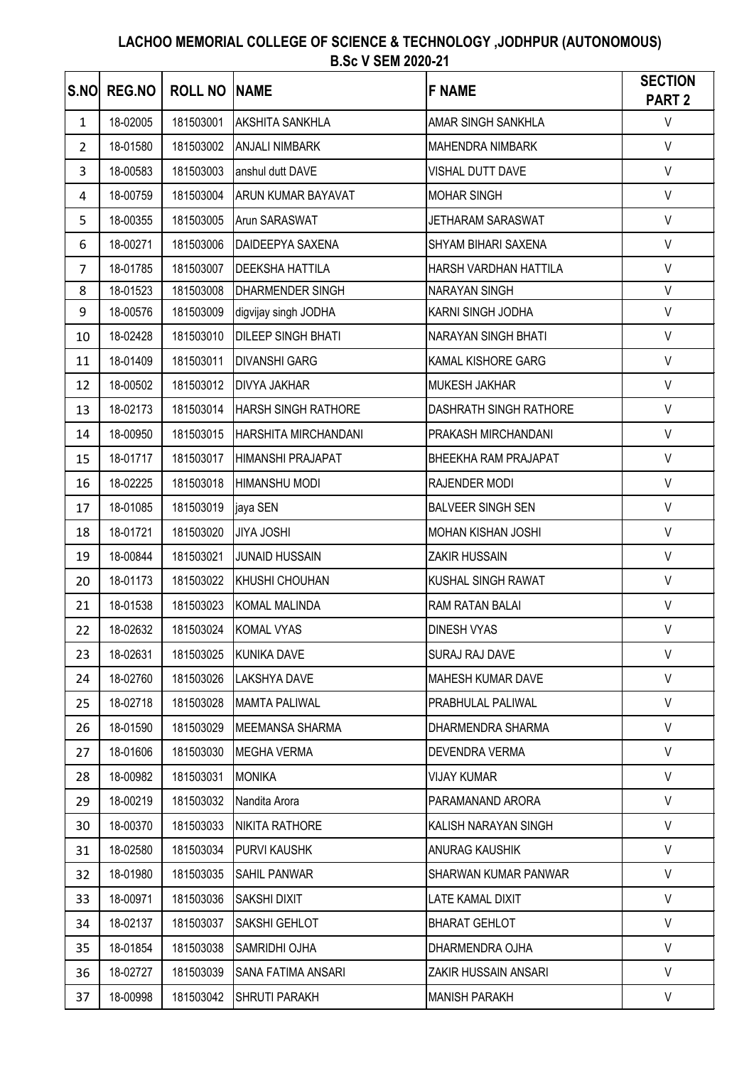## LACHOO MEMORIAL COLLEGE OF SCIENCE & TECHNOLOGY ,JODHPUR (AUTONOMOUS)

### B.Sc V SEM 2020-21

| S.NO | REG.NO | ROLL NO | NAME | F NAME | SECTION PART 2 |
|---|---|---|---|---|---|
| 1 | 18-02005 | 181503001 | AKSHITA SANKHLA | AMAR SINGH SANKHLA | V |
| 2 | 18-01580 | 181503002 | ANJALI NIMBARK | MAHENDRA NIMBARK | V |
| 3 | 18-00583 | 181503003 | anshul dutt DAVE | VISHAL DUTT DAVE | V |
| 4 | 18-00759 | 181503004 | ARUN KUMAR BAYAVAT | MOHAR SINGH | V |
| 5 | 18-00355 | 181503005 | Arun SARASWAT | JETHARAM SARASWAT | V |
| 6 | 18-00271 | 181503006 | DAIDEEPYA SAXENA | SHYAM BIHARI SAXENA | V |
| 7 | 18-01785 | 181503007 | DEEKSHA HATTILA | HARSH VARDHAN HATTILA | V |
| 8 | 18-01523 | 181503008 | DHARMENDER SINGH | NARAYAN SINGH | V |
| 9 | 18-00576 | 181503009 | digvijay singh JODHA | KARNI SINGH JODHA | V |
| 10 | 18-02428 | 181503010 | DILEEP SINGH BHATI | NARAYAN SINGH BHATI | V |
| 11 | 18-01409 | 181503011 | DIVANSHI GARG | KAMAL KISHORE GARG | V |
| 12 | 18-00502 | 181503012 | DIVYA JAKHAR | MUKESH JAKHAR | V |
| 13 | 18-02173 | 181503014 | HARSH SINGH RATHORE | DASHRATH SINGH RATHORE | V |
| 14 | 18-00950 | 181503015 | HARSHITA MIRCHANDANI | PRAKASH MIRCHANDANI | V |
| 15 | 18-01717 | 181503017 | HIMANSHI PRAJAPAT | BHEEKHA RAM PRAJAPAT | V |
| 16 | 18-02225 | 181503018 | HIMANSHU MODI | RAJENDER MODI | V |
| 17 | 18-01085 | 181503019 | jaya SEN | BALVEER SINGH SEN | V |
| 18 | 18-01721 | 181503020 | JIYA JOSHI | MOHAN KISHAN JOSHI | V |
| 19 | 18-00844 | 181503021 | JUNAID HUSSAIN | ZAKIR HUSSAIN | V |
| 20 | 18-01173 | 181503022 | KHUSHI CHOUHAN | KUSHAL SINGH RAWAT | V |
| 21 | 18-01538 | 181503023 | KOMAL MALINDA | RAM RATAN BALAI | V |
| 22 | 18-02632 | 181503024 | KOMAL VYAS | DINESH VYAS | V |
| 23 | 18-02631 | 181503025 | KUNIKA DAVE | SURAJ RAJ DAVE | V |
| 24 | 18-02760 | 181503026 | LAKSHYA DAVE | MAHESH KUMAR DAVE | V |
| 25 | 18-02718 | 181503028 | MAMTA PALIWAL | PRABHULAL PALIWAL | V |
| 26 | 18-01590 | 181503029 | MEEMANSA SHARMA | DHARMENDRA SHARMA | V |
| 27 | 18-01606 | 181503030 | MEGHA VERMA | DEVENDRA VERMA | V |
| 28 | 18-00982 | 181503031 | MONIKA | VIJAY KUMAR | V |
| 29 | 18-00219 | 181503032 | Nandita Arora | PARAMANAND ARORA | V |
| 30 | 18-00370 | 181503033 | NIKITA RATHORE | KALISH NARAYAN SINGH | V |
| 31 | 18-02580 | 181503034 | PURVI KAUSHK | ANURAG KAUSHIK | V |
| 32 | 18-01980 | 181503035 | SAHIL PANWAR | SHARWAN KUMAR PANWAR | V |
| 33 | 18-00971 | 181503036 | SAKSHI DIXIT | LATE KAMAL DIXIT | V |
| 34 | 18-02137 | 181503037 | SAKSHI GEHLOT | BHARAT GEHLOT | V |
| 35 | 18-01854 | 181503038 | SAMRIDHI OJHA | DHARMENDRA OJHA | V |
| 36 | 18-02727 | 181503039 | SANA FATIMA ANSARI | ZAKIR HUSSAIN ANSARI | V |
| 37 | 18-00998 | 181503042 | SHRUTI PARAKH | MANISH PARAKH | V |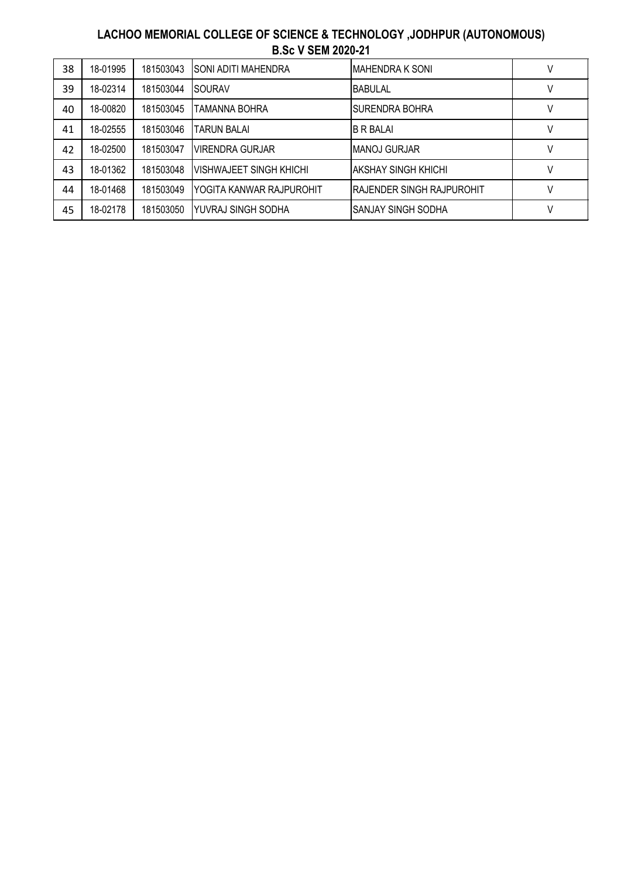**LACHOO MEMORIAL COLLEGE OF SCIENCE & TECHNOLOGY ,JODHPUR (AUTONOMOUS)**

**B.Sc V SEM 2020-21**

| | | | | | |
|---|---|---|---|---|---|
| 38 | 18-01995 | 181503043 | SONI ADITI MAHENDRA | MAHENDRA K SONI | V |
| 39 | 18-02314 | 181503044 | SOURAV | BABULAL | V |
| 40 | 18-00820 | 181503045 | TAMANNA BOHRA | SURENDRA BOHRA | V |
| 41 | 18-02555 | 181503046 | TARUN BALAI | B R BALAI | V |
| 42 | 18-02500 | 181503047 | VIRENDRA GURJAR | MANOJ GURJAR | V |
| 43 | 18-01362 | 181503048 | VISHWAJEET SINGH KHICHI | AKSHAY SINGH KHICHI | V |
| 44 | 18-01468 | 181503049 | YOGITA KANWAR RAJPUROHIT | RAJENDER SINGH RAJPUROHIT | V |
| 45 | 18-02178 | 181503050 | YUVRAJ SINGH SODHA | SANJAY SINGH SODHA | V |